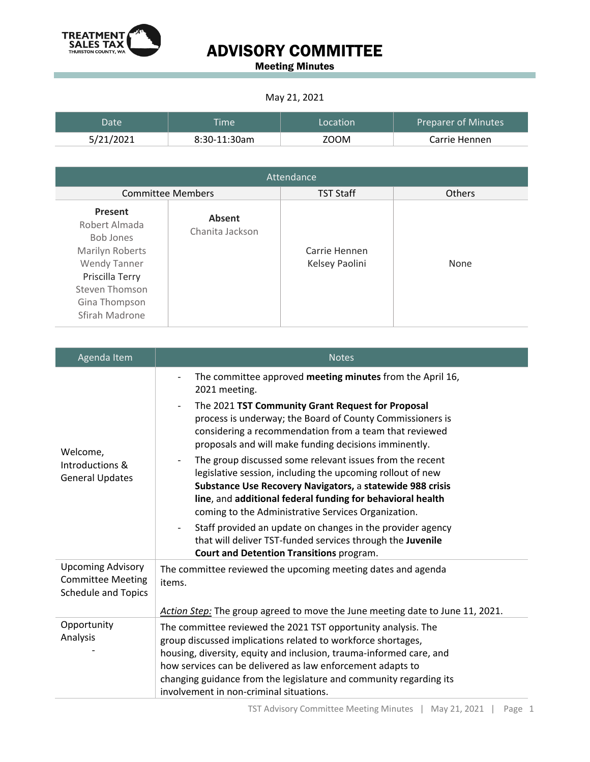TREATMENT SALES TAX
THURSTON COUNTY, WA

# ADVISORY COMMITTEE

**Meeting Minutes**

May 21, 2021

| Date | Time | Location | Preparer of Minutes |
|---|---|---|---|
| 5/21/2021 | 8:30-11:30am | ZOOM | Carrie Hennen |

| Attendance | | | |
|---|---|---|---|
| Committee Members | | TST Staff | Others |
| **Present**<br>Robert Almada<br>Bob Jones<br>Marilyn Roberts<br>Wendy Tanner<br>Priscilla Terry<br>Steven Thomson<br>Gina Thompson<br>Sfirah Madrone | **Absent**<br>Chanita Jackson | Carrie Hennen<br>Kelsey Paolini | None |

| Agenda Item | Notes |
|---|---|
| Welcome, Introductions & General Updates | - The committee approved **meeting minutes** from the April 16, 2021 meeting.<br>- The 2021 **TST Community Grant Request for Proposal** process is underway; the Board of County Commissioners is considering a recommendation from a team that reviewed proposals and will make funding decisions imminently.<br>- The group discussed some relevant issues from the recent legislative session, including the upcoming rollout of new **Substance Use Recovery Navigators,** a **statewide 988 crisis line**, and **additional federal funding for behavioral health** coming to the Administrative Services Organization.<br>- Staff provided an update on changes in the provider agency that will deliver TST-funded services through the **Juvenile Court and Detention Transitions** program. |
| Upcoming Advisory Committee Meeting Schedule and Topics | The committee reviewed the upcoming meeting dates and agenda items.<br><br>*<u>Action Step:</u>* The group agreed to move the June meeting date to June 11, 2021. |
| Opportunity Analysis<br>- | The committee reviewed the 2021 TST opportunity analysis. The group discussed implications related to workforce shortages, housing, diversity, equity and inclusion, trauma-informed care, and how services can be delivered as law enforcement adapts to changing guidance from the legislature and community regarding its involvement in non-criminal situations. |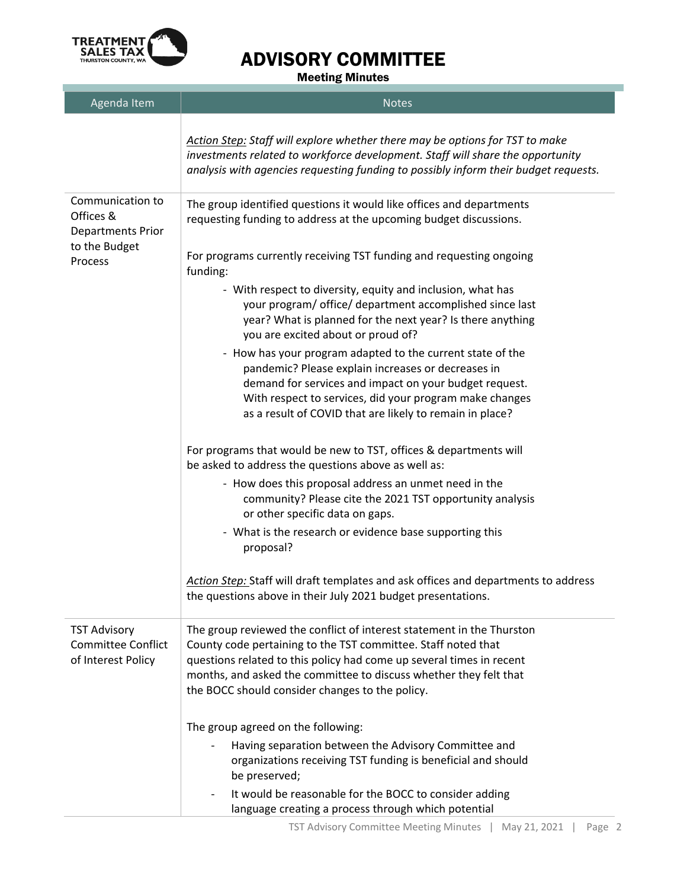| Agenda Item | Notes |
|---|---|
| | *<u>Action Step:</u> Staff will explore whether there may be options for TST to make investments related to workforce development. Staff will share the opportunity analysis with agencies requesting funding to possibly inform their budget requests.* |
| Communication to Offices & Departments Prior to the Budget Process | The group identified questions it would like offices and departments requesting funding to address at the upcoming budget discussions.<br><br>For programs currently receiving TST funding and requesting ongoing funding:<br>- With respect to diversity, equity and inclusion, what has your program/ office/ department accomplished since last year? What is planned for the next year? Is there anything you are excited about or proud of?<br>- How has your program adapted to the current state of the pandemic? Please explain increases or decreases in demand for services and impact on your budget request. With respect to services, did your program make changes as a result of COVID that are likely to remain in place?<br><br>For programs that would be new to TST, offices & departments will be asked to address the questions above as well as:<br>- How does this proposal address an unmet need in the community? Please cite the 2021 TST opportunity analysis or other specific data on gaps.<br>- What is the research or evidence base supporting this proposal?<br><br>*<u>Action Step:</u>* Staff will draft templates and ask offices and departments to address the questions above in their July 2021 budget presentations. |
| TST Advisory Committee Conflict of Interest Policy | The group reviewed the conflict of interest statement in the Thurston County code pertaining to the TST committee. Staff noted that questions related to this policy had come up several times in recent months, and asked the committee to discuss whether they felt that the BOCC should consider changes to the policy.<br><br>The group agreed on the following:<br>- Having separation between the Advisory Committee and organizations receiving TST funding is beneficial and should be preserved;<br>- It would be reasonable for the BOCC to consider adding language creating a process through which potential |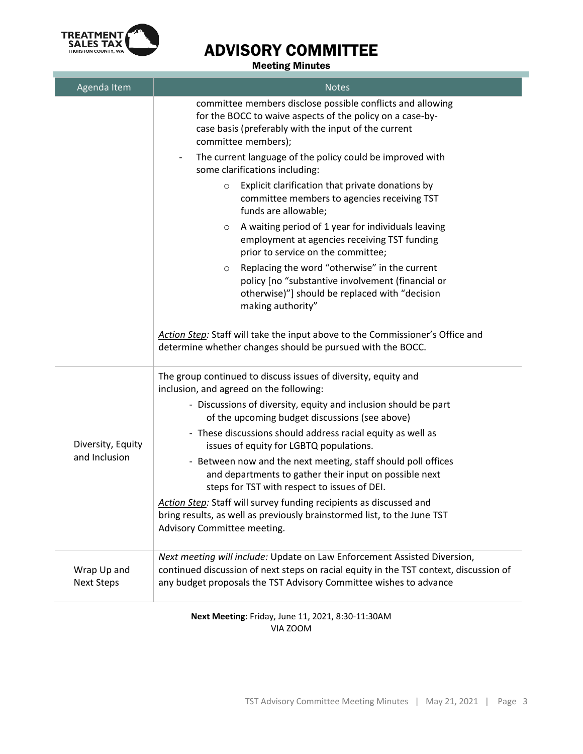# ADVISORY COMMITTEE

Meeting Minutes

| Agenda Item | Notes |
|---|---|
| | committee members disclose possible conflicts and allowing for the BOCC to waive aspects of the policy on a case-by-case basis (preferably with the input of the current committee members);<br>- The current language of the policy could be improved with some clarifications including:<br>o Explicit clarification that private donations by committee members to agencies receiving TST funds are allowable;<br>o A waiting period of 1 year for individuals leaving employment at agencies receiving TST funding prior to service on the committee;<br>o Replacing the word "otherwise" in the current policy [no "substantive involvement (financial or otherwise)"] should be replaced with "decision making authority"<br><br>*Action Step:* Staff will take the input above to the Commissioner's Office and determine whether changes should be pursued with the BOCC. |
| Diversity, Equity and Inclusion | The group continued to discuss issues of diversity, equity and inclusion, and agreed on the following:<br>- Discussions of diversity, equity and inclusion should be part of the upcoming budget discussions (see above)<br>- These discussions should address racial equity as well as issues of equity for LGBTQ populations.<br>- Between now and the next meeting, staff should poll offices and departments to gather their input on possible next steps for TST with respect to issues of DEI.<br><br>*Action Step:* Staff will survey funding recipients as discussed and bring results, as well as previously brainstormed list, to the June TST Advisory Committee meeting. |
| Wrap Up and Next Steps | *Next meeting will include:* Update on Law Enforcement Assisted Diversion, continued discussion of next steps on racial equity in the TST context, discussion of any budget proposals the TST Advisory Committee wishes to advance |

**Next Meeting**: Friday, June 11, 2021, 8:30-11:30AM
VIA ZOOM